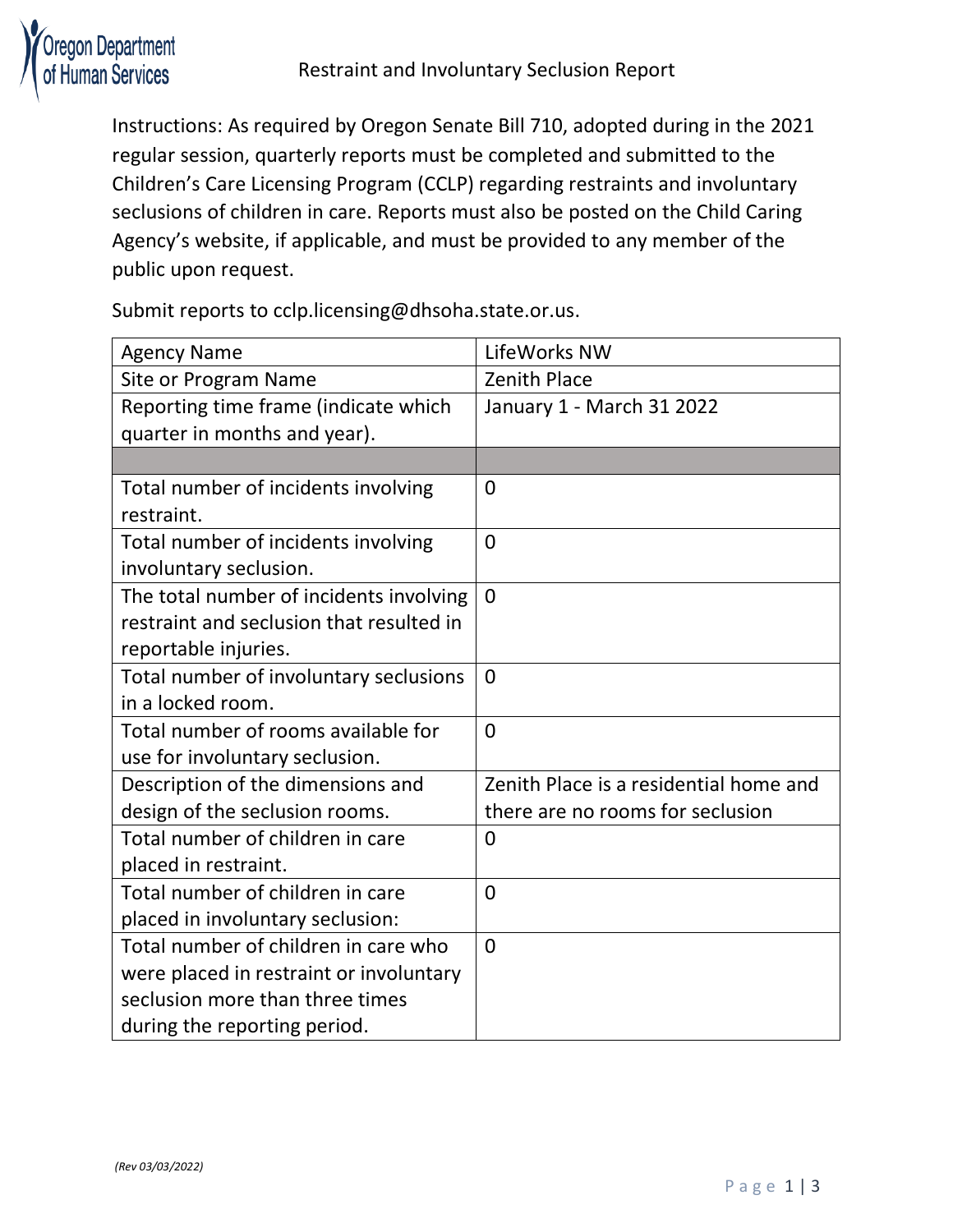Oregon Department of Human Services

# Restraint and Involuntary Seclusion Report

Instructions: As required by Oregon Senate Bill 710, adopted during in the 2021 regular session, quarterly reports must be completed and submitted to the Children's Care Licensing Program (CCLP) regarding restraints and involuntary seclusions of children in care. Reports must also be posted on the Child Caring Agency's website, if applicable, and must be provided to any member of the public upon request.

Submit reports to cclp.licensing@dhsoha.state.or.us.

| Agency Name | LifeWorks NW |
|---|---|
| Site or Program Name | Zenith Place |
| Reporting time frame (indicate which quarter in months and year). | January 1 - March 31 2022 |
| | |
| Total number of incidents involving restraint. | 0 |
| Total number of incidents involving involuntary seclusion. | 0 |
| The total number of incidents involving restraint and seclusion that resulted in reportable injuries. | 0 |
| Total number of involuntary seclusions in a locked room. | 0 |
| Total number of rooms available for use for involuntary seclusion. | 0 |
| Description of the dimensions and design of the seclusion rooms. | Zenith Place is a residential home and there are no rooms for seclusion |
| Total number of children in care placed in restraint. | 0 |
| Total number of children in care placed in involuntary seclusion: | 0 |
| Total number of children in care who were placed in restraint or involuntary seclusion more than three times during the reporting period. | 0 |

*(Rev 03/03/2022)*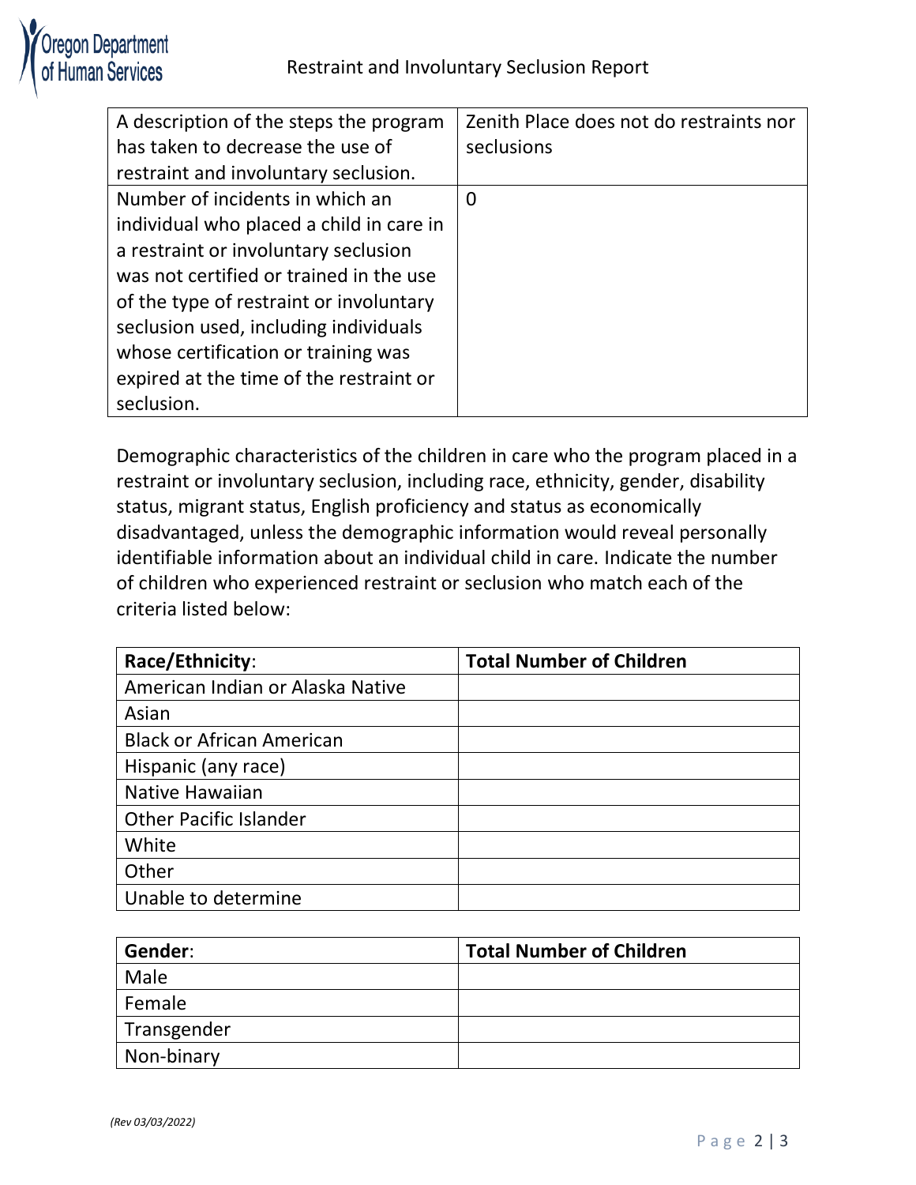| A description of the steps the program has taken to decrease the use of restraint and involuntary seclusion. | Zenith Place does not do restraints nor seclusions |
| --- | --- |
| Number of incidents in which an individual who placed a child in care in a restraint or involuntary seclusion was not certified or trained in the use of the type of restraint or involuntary seclusion used, including individuals whose certification or training was expired at the time of the restraint or seclusion. | 0 |

Demographic characteristics of the children in care who the program placed in a restraint or involuntary seclusion, including race, ethnicity, gender, disability status, migrant status, English proficiency and status as economically disadvantaged, unless the demographic information would reveal personally identifiable information about an individual child in care. Indicate the number of children who experienced restraint or seclusion who match each of the criteria listed below:

| **Race/Ethnicity**: | **Total Number of Children** |
| --- | --- |
| American Indian or Alaska Native | |
| Asian | |
| Black or African American | |
| Hispanic (any race) | |
| Native Hawaiian | |
| Other Pacific Islander | |
| White | |
| Other | |
| Unable to determine | |

| **Gender**: | **Total Number of Children** |
| --- | --- |
| Male | |
| Female | |
| Transgender | |
| Non-binary | |

*(Rev 03/03/2022)*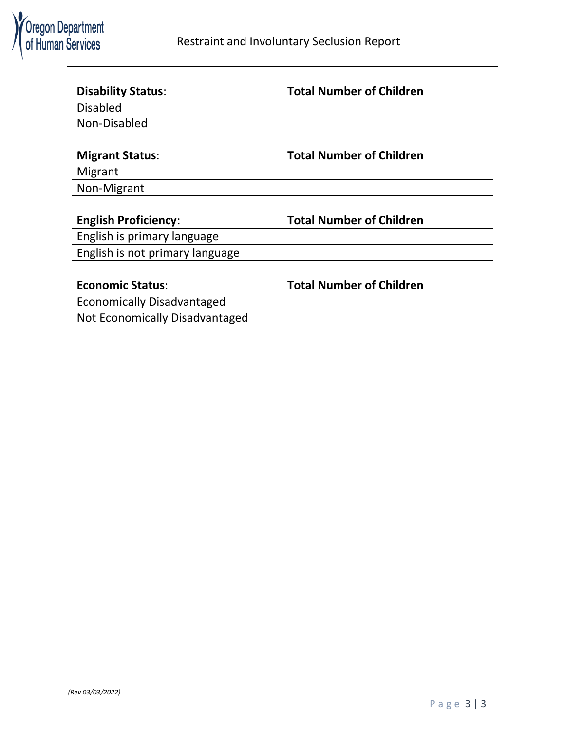| **Disability Status**: | **Total Number of Children** |
| --- | --- |
| Disabled | |
| Non-Disabled | |

| **Migrant Status**: | **Total Number of Children** |
| --- | --- |
| Migrant | |
| Non-Migrant | |

| **English Proficiency**: | **Total Number of Children** |
| --- | --- |
| English is primary language | |
| English is not primary language | |

| **Economic Status**: | **Total Number of Children** |
| --- | --- |
| Economically Disadvantaged | |
| Not Economically Disadvantaged | |

*(Rev 03/03/2022)*